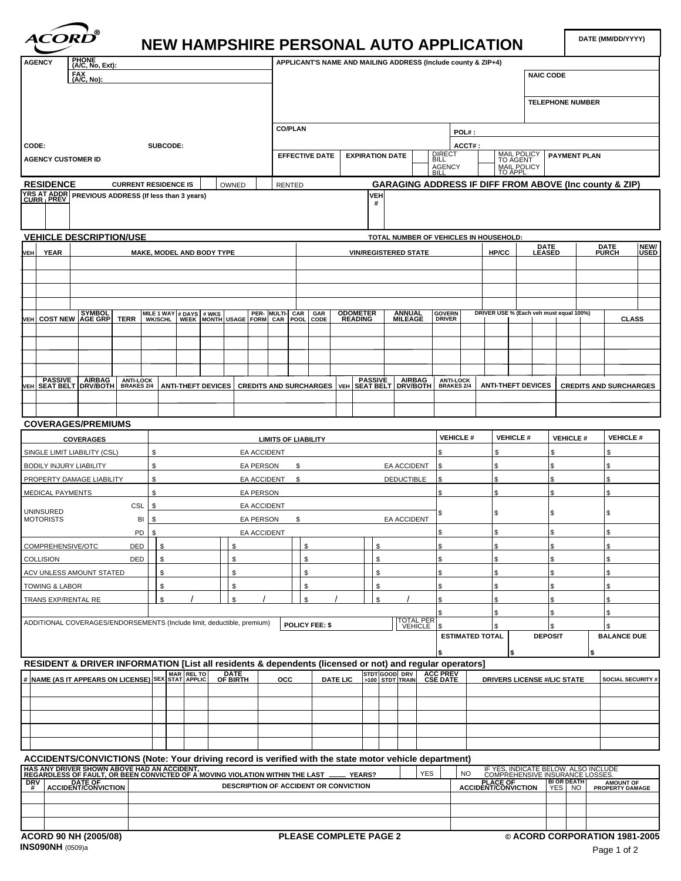# ACORD® NEW HAMPSHIRE PERSONAL AUTO APPLICATION

DATE (MM/DD/YYYY)

| AGENCY | PHONE (A/C, No, Ext): | APPLICANT'S NAME AND MAILING ADDRESS (Include county & ZIP+4) | |
|---|---|---|---|
| | FAX (A/C, No): | | NAIC CODE |
| | | | TELEPHONE NUMBER |
| | | CO/PLAN | POL#: |
| CODE: | SUBCODE: | | ACCT#: |
| AGENCY CUSTOMER ID | | EFFECTIVE DATE / EXPIRATION DATE | DIRECT BILL / AGENCY BILL / MAIL POLICY TO AGENT / MAIL POLICY TO APPL / PAYMENT PLAN |

## RESIDENCE

CURRENT RESIDENCE IS: OWNED / RENTED

GARAGING ADDRESS IF DIFF FROM ABOVE (Inc county & ZIP)

| YRS AT ADDR CURR | PREV | PREVIOUS ADDRESS (If less than 3 years) | VEH # | |
|---|---|---|---|---|
| | | | | |

## VEHICLE DESCRIPTION/USE

TOTAL NUMBER OF VEHICLES IN HOUSEHOLD:

| VEH | YEAR | MAKE, MODEL AND BODY TYPE | VIN/REGISTERED STATE | HP/CC | DATE LEASED | DATE PURCH | NEW/USED |
|---|---|---|---|---|---|---|---|
| | | | | | | | |
| | | | | | | | |
| | | | | | | | |
| | | | | | | | |

| VEH | COST NEW | SYMBOL AGE GRP | TERR | MILE 1 WAY WK/SCHL | # DAYS WEEK | # WKS MONTH | USAGE | PER-FORM | MULTI-CAR | CAR POOL | GAR CODE | ODOMETER READING | ANNUAL MILEAGE | GOVERN DRIVER | DRIVER USE % (Each veh must equal 100%) | CLASS |
|---|---|---|---|---|---|---|---|---|---|---|---|---|---|---|---|---|
| | | | | | | | | | | | | | | | | |
| | | | | | | | | | | | | | | | | |
| | | | | | | | | | | | | | | | | |
| | | | | | | | | | | | | | | | | |

| VEH | PASSIVE SEAT BELT | AIRBAG DRV/BOTH | ANTI-LOCK BRAKES 2/4 | ANTI-THEFT DEVICES | CREDITS AND SURCHARGES | VEH | PASSIVE SEAT BELT | AIRBAG DRV/BOTH | ANTI-LOCK BRAKES 2/4 | ANTI-THEFT DEVICES | CREDITS AND SURCHARGES |
|---|---|---|---|---|---|---|---|---|---|---|---|
| | | | | | | | | | | | |
| | | | | | | | | | | | |

## COVERAGES/PREMIUMS

| COVERAGES | | LIMITS OF LIABILITY | | | | VEHICLE # | VEHICLE # | VEHICLE # | VEHICLE # |
|---|---|---|---|---|---|---|---|---|---|
| SINGLE LIMIT LIABILITY (CSL) | | $ | EA ACCIDENT | | | $ | $ | $ | $ |
| BODILY INJURY LIABILITY | | $ | EA PERSON | $ | EA ACCIDENT | $ | $ | $ | $ |
| PROPERTY DAMAGE LIABILITY | | $ | EA ACCIDENT | $ | DEDUCTIBLE | $ | $ | $ | $ |
| MEDICAL PAYMENTS | | $ | EA PERSON | | | $ | $ | $ | $ |
| UNINSURED MOTORISTS | CSL | $ | EA ACCIDENT | | | $ | $ | $ | $ |
| | BI | $ | EA PERSON | $ | EA ACCIDENT | | | | |
| | PD | $ | EA ACCIDENT | | | $ | $ | $ | $ |
| COMPREHENSIVE/OTC | DED | $ | $ | $ | $ | $ | $ | $ | $ |
| COLLISION | DED | $ | $ | $ | $ | $ | $ | $ | $ |
| ACV UNLESS AMOUNT STATED | | $ | $ | $ | $ | $ | $ | $ | $ |
| TOWING & LABOR | | $ | $ | $ | $ | $ | $ | $ | $ |
| TRANS EXP/RENTAL RE | | $ / | $ / | $ / | $ / | $ | $ | $ | $ |
| | | | | | | $ | $ | $ | $ |
| ADDITIONAL COVERAGES/ENDORSEMENTS (Include limit, deductible, premium) | | | POLICY FEE: $ | | TOTAL PER VEHICLE | $ | $ | $ | $ |
| | | | | | | ESTIMATED TOTAL | DEPOSIT | BALANCE DUE | |
| | | | | | | $ | $ | $ | |

## RESIDENT & DRIVER INFORMATION [List all residents & dependents (licensed or not) and regular operators]

| # | NAME (AS IT APPEARS ON LICENSE) | SEX | MAR STAT | REL TO APPLIC | DATE OF BIRTH | OCC | DATE LIC | STDT >100 | GOOD STDT | DRV TRAIN | ACC PREV CSE DATE | DRIVERS LICENSE #/LIC STATE | SOCIAL SECURITY # |
|---|---|---|---|---|---|---|---|---|---|---|---|---|---|
| | | | | | | | | | | | | | |
| | | | | | | | | | | | | | |
| | | | | | | | | | | | | | |
| | | | | | | | | | | | | | |
| | | | | | | | | | | | | | |

## ACCIDENTS/CONVICTIONS (Note: Your driving record is verified with the state motor vehicle department)

HAS ANY DRIVER SHOWN ABOVE HAD AN ACCIDENT, REGARDLESS OF FAULT, OR BEEN CONVICTED OF A MOVING VIOLATION WITHIN THE LAST \_\_\_\_ YEARS? YES / NO — IF YES, INDICATE BELOW. ALSO INCLUDE COMPREHENSIVE INSURANCE LOSSES.

| DRV # | DATE OF ACCIDENT/CONVICTION | DESCRIPTION OF ACCIDENT OR CONVICTION | PLACE OF ACCIDENT/CONVICTION | BI OR DEATH YES | BI OR DEATH NO | AMOUNT OF PROPERTY DAMAGE |
|---|---|---|---|---|---|---|
| | | | | | | |
| | | | | | | |
| | | | | | | |

ACORD 90 NH (2005/08)

INS090NH (0509)a

PLEASE COMPLETE PAGE 2

© ACORD CORPORATION 1981-2005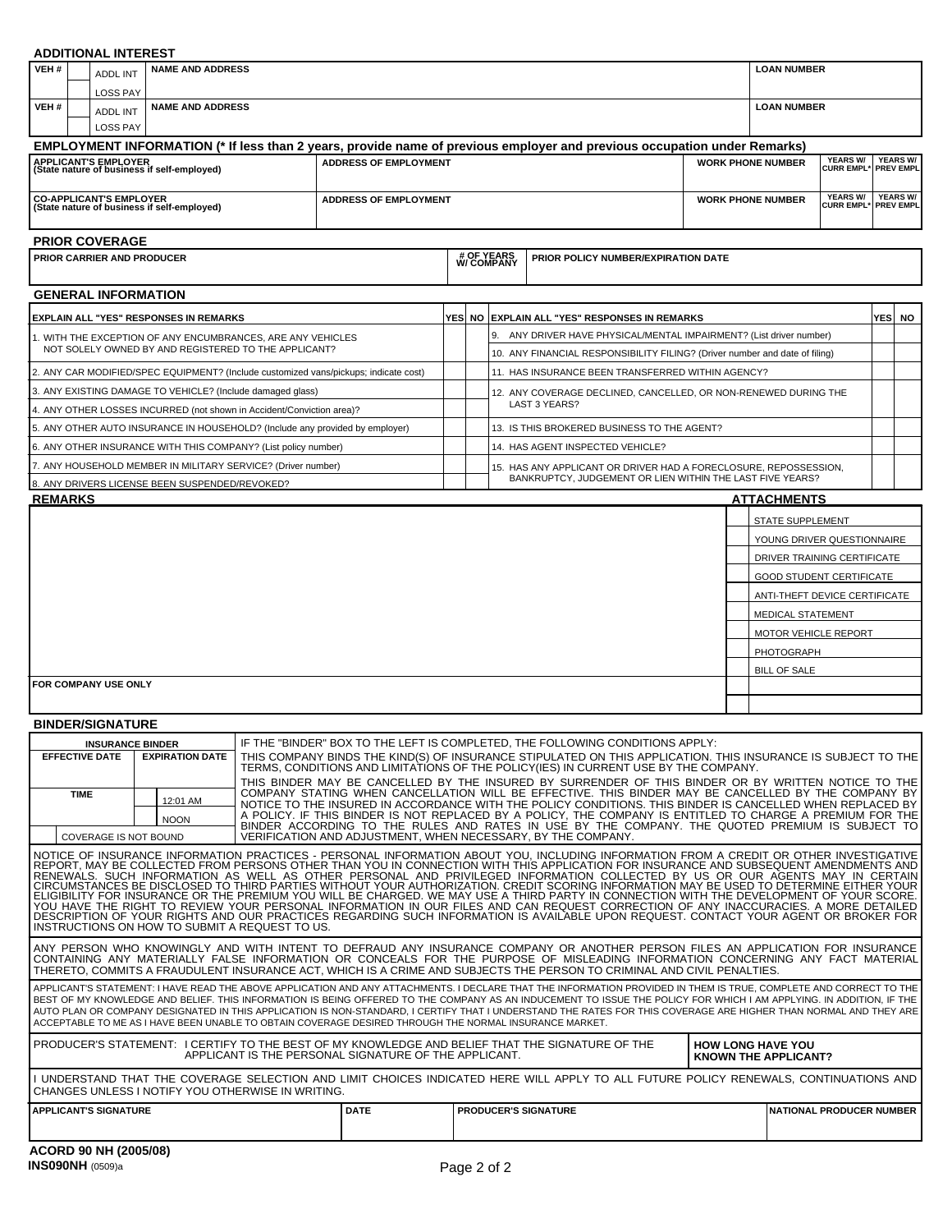## ADDITIONAL INTEREST

| VEH # | | | NAME AND ADDRESS | LOAN NUMBER |
|---|---|---|---|---|
| | | ADDL INT | | |
| | | LOSS PAY | | |
| VEH # | | ADDL INT | NAME AND ADDRESS | LOAN NUMBER |
| | | LOSS PAY | | |

## EMPLOYMENT INFORMATION (* If less than 2 years, provide name of previous employer and previous occupation under Remarks)

| APPLICANT'S EMPLOYER (State nature of business if self-employed) | ADDRESS OF EMPLOYMENT | WORK PHONE NUMBER | YEARS W/ CURR EMPL* | YEARS W/ PREV EMPL |
|---|---|---|---|---|
| | | | | |
| **CO-APPLICANT'S EMPLOYER (State nature of business if self-employed)** | **ADDRESS OF EMPLOYMENT** | **WORK PHONE NUMBER** | **YEARS W/ CURR EMPL*** | **YEARS W/ PREV EMPL** |
| | | | | |

## PRIOR COVERAGE

| PRIOR CARRIER AND PRODUCER | # OF YEARS W/ COMPANY | PRIOR POLICY NUMBER/EXPIRATION DATE |
|---|---|---|
| | | |

## GENERAL INFORMATION

| EXPLAIN ALL "YES" RESPONSES IN REMARKS | YES | NO | EXPLAIN ALL "YES" RESPONSES IN REMARKS | YES | NO |
|---|---|---|---|---|---|
| 1. WITH THE EXCEPTION OF ANY ENCUMBRANCES, ARE ANY VEHICLES NOT SOLELY OWNED BY AND REGISTERED TO THE APPLICANT? | | | 9. ANY DRIVER HAVE PHYSICAL/MENTAL IMPAIRMENT? (List driver number) | | |
| | | | 10. ANY FINANCIAL RESPONSIBILITY FILING? (Driver number and date of filing) | | |
| 2. ANY CAR MODIFIED/SPEC EQUIPMENT? (Include customized vans/pickups; indicate cost) | | | 11. HAS INSURANCE BEEN TRANSFERRED WITHIN AGENCY? | | |
| 3. ANY EXISTING DAMAGE TO VEHICLE? (Include damaged glass) | | | 12. ANY COVERAGE DECLINED, CANCELLED, OR NON-RENEWED DURING THE LAST 3 YEARS? | | |
| 4. ANY OTHER LOSSES INCURRED (not shown in Accident/Conviction area)? | | | | | |
| 5. ANY OTHER AUTO INSURANCE IN HOUSEHOLD? (Include any provided by employer) | | | 13. IS THIS BROKERED BUSINESS TO THE AGENT? | | |
| 6. ANY OTHER INSURANCE WITH THIS COMPANY? (List policy number) | | | 14. HAS AGENT INSPECTED VEHICLE? | | |
| 7. ANY HOUSEHOLD MEMBER IN MILITARY SERVICE? (Driver number) | | | 15. HAS ANY APPLICANT OR DRIVER HAD A FORECLOSURE, REPOSSESSION, BANKRUPTCY, JUDGEMENT OR LIEN WITHIN THE LAST FIVE YEARS? | | |
| 8. ANY DRIVERS LICENSE BEEN SUSPENDED/REVOKED? | | | | | |

## REMARKS

## ATTACHMENTS

| | |
|---|---|
| | STATE SUPPLEMENT |
| | YOUNG DRIVER QUESTIONNAIRE |
| | DRIVER TRAINING CERTIFICATE |
| | GOOD STUDENT CERTIFICATE |
| | ANTI-THEFT DEVICE CERTIFICATE |
| | MEDICAL STATEMENT |
| | MOTOR VEHICLE REPORT |
| | PHOTOGRAPH |
| | BILL OF SALE |
| | |
| | |

**FOR COMPANY USE ONLY**

## BINDER/SIGNATURE

| INSURANCE BINDER | | |
|---|---|---|
| EFFECTIVE DATE | EXPIRATION DATE | |
| | | |
| TIME | | 12:01 AM |
| | | NOON |
| | COVERAGE IS NOT BOUND | |

IF THE "BINDER" BOX TO THE LEFT IS COMPLETED, THE FOLLOWING CONDITIONS APPLY:

THIS COMPANY BINDS THE KIND(S) OF INSURANCE STIPULATED ON THIS APPLICATION. THIS INSURANCE IS SUBJECT TO THE TERMS, CONDITIONS AND LIMITATIONS OF THE POLICY(IES) IN CURRENT USE BY THE COMPANY.

THIS BINDER MAY BE CANCELLED BY THE INSURED BY SURRENDER OF THIS BINDER OR BY WRITTEN NOTICE TO THE COMPANY STATING WHEN CANCELLATION WILL BE EFFECTIVE. THIS BINDER MAY BE CANCELLED BY THE COMPANY BY NOTICE TO THE INSURED IN ACCORDANCE WITH THE POLICY CONDITIONS. THIS BINDER IS CANCELLED WHEN REPLACED BY A POLICY. IF THIS BINDER IS NOT REPLACED BY A POLICY, THE COMPANY IS ENTITLED TO CHARGE A PREMIUM FOR THE BINDER ACCORDING TO THE RULES AND RATES IN USE BY THE COMPANY. THE QUOTED PREMIUM IS SUBJECT TO VERIFICATION AND ADJUSTMENT, WHEN NECESSARY, BY THE COMPANY.

NOTICE OF INSURANCE INFORMATION PRACTICES - PERSONAL INFORMATION ABOUT YOU, INCLUDING INFORMATION FROM A CREDIT OR OTHER INVESTIGATIVE REPORT, MAY BE COLLECTED FROM PERSONS OTHER THAN YOU IN CONNECTION WITH THIS APPLICATION FOR INSURANCE AND SUBSEQUENT AMENDMENTS AND RENEWALS. SUCH INFORMATION AS WELL AS OTHER PERSONAL AND PRIVILEGED INFORMATION COLLECTED BY US OR OUR AGENTS MAY IN CERTAIN CIRCUMSTANCES BE DISCLOSED TO THIRD PARTIES WITHOUT YOUR AUTHORIZATION. CREDIT SCORING INFORMATION MAY BE USED TO DETERMINE EITHER YOUR ELIGIBILITY FOR INSURANCE OR THE PREMIUM YOU WILL BE CHARGED. WE MAY USE A THIRD PARTY IN CONNECTION WITH THE DEVELOPMENT OF YOUR SCORE. YOU HAVE THE RIGHT TO REVIEW YOUR PERSONAL INFORMATION IN OUR FILES AND CAN REQUEST CORRECTION OF ANY INACCURACIES. A MORE DETAILED DESCRIPTION OF YOUR RIGHTS AND OUR PRACTICES REGARDING SUCH INFORMATION IS AVAILABLE UPON REQUEST. CONTACT YOUR AGENT OR BROKER FOR INSTRUCTIONS ON HOW TO SUBMIT A REQUEST TO US.

ANY PERSON WHO KNOWINGLY AND WITH INTENT TO DEFRAUD ANY INSURANCE COMPANY OR ANOTHER PERSON FILES AN APPLICATION FOR INSURANCE CONTAINING ANY MATERIALLY FALSE INFORMATION OR CONCEALS FOR THE PURPOSE OF MISLEADING INFORMATION CONCERNING ANY FACT MATERIAL THERETO, COMMITS A FRAUDULENT INSURANCE ACT, WHICH IS A CRIME AND SUBJECTS THE PERSON TO CRIMINAL AND CIVIL PENALTIES.

APPLICANT'S STATEMENT: I HAVE READ THE ABOVE APPLICATION AND ANY ATTACHMENTS. I DECLARE THAT THE INFORMATION PROVIDED IN THEM IS TRUE, COMPLETE AND CORRECT TO THE BEST OF MY KNOWLEDGE AND BELIEF. THIS INFORMATION IS BEING OFFERED TO THE COMPANY AS AN INDUCEMENT TO ISSUE THE POLICY FOR WHICH I AM APPLYING. IN ADDITION, IF THE AUTO PLAN OR COMPANY DESIGNATED IN THIS APPLICATION IS NON-STANDARD, I CERTIFY THAT I UNDERSTAND THE RATES FOR THIS COVERAGE ARE HIGHER THAN NORMAL AND THEY ARE ACCEPTABLE TO ME AS I HAVE BEEN UNABLE TO OBTAIN COVERAGE DESIRED THROUGH THE NORMAL INSURANCE MARKET.

| PRODUCER'S STATEMENT: I CERTIFY TO THE BEST OF MY KNOWLEDGE AND BELIEF THAT THE SIGNATURE OF THE APPLICANT IS THE PERSONAL SIGNATURE OF THE APPLICANT. | HOW LONG HAVE YOU KNOWN THE APPLICANT? |
|---|---|

I UNDERSTAND THAT THE COVERAGE SELECTION AND LIMIT CHOICES INDICATED HERE WILL APPLY TO ALL FUTURE POLICY RENEWALS, CONTINUATIONS AND CHANGES UNLESS I NOTIFY YOU OTHERWISE IN WRITING.

| APPLICANT'S SIGNATURE | DATE | PRODUCER'S SIGNATURE | NATIONAL PRODUCER NUMBER |
|---|---|---|---|
| | | | |

**ACORD 90 NH (2005/08)**
**INS090NH** (0509)a